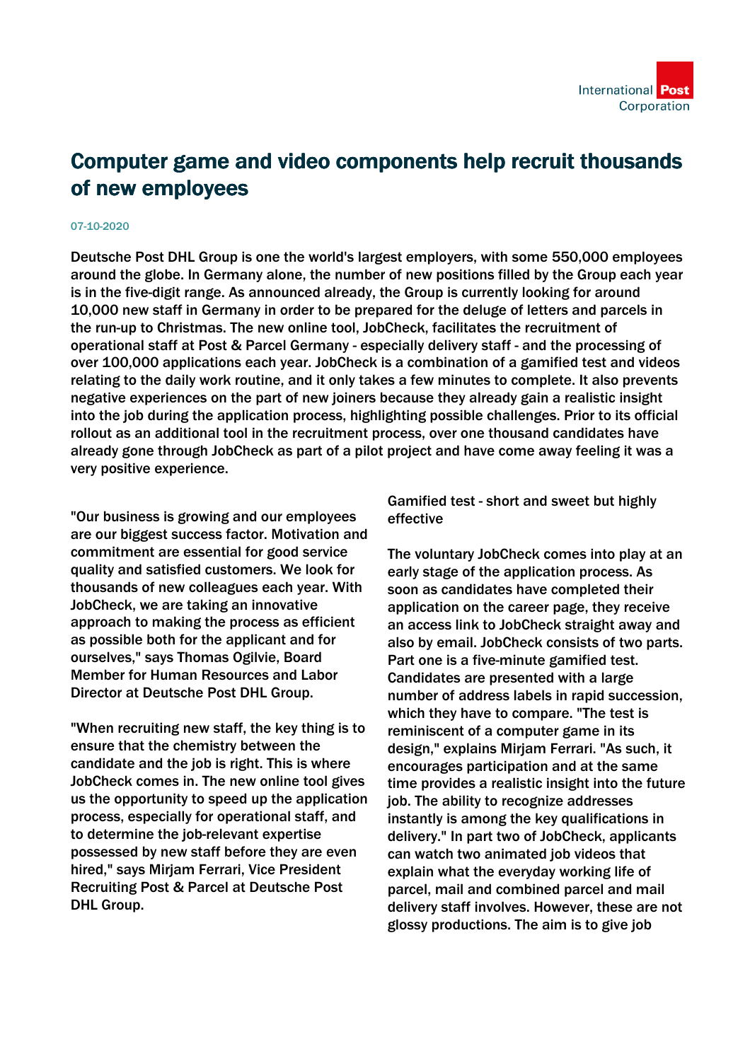# Computer game and video components help recruit thousands of new employees

07-10-2020

Deutsche Post DHL Group is one the world's largest employers, with some 550,000 employees around the globe. In Germany alone, the number of new positions filled by the Group each year is in the five-digit range. As announced already, the Group is currently looking for around 10,000 new staff in Germany in order to be prepared for the deluge of letters and parcels in the run-up to Christmas. The new online tool, JobCheck, facilitates the recruitment of operational staff at Post & Parcel Germany - especially delivery staff - and the processing of over 100,000 applications each year. JobCheck is a combination of a gamified test and videos relating to the daily work routine, and it only takes a few minutes to complete. It also prevents negative experiences on the part of new joiners because they already gain a realistic insight into the job during the application process, highlighting possible challenges. Prior to its official rollout as an additional tool in the recruitment process, over one thousand candidates have already gone through JobCheck as part of a pilot project and have come away feeling it was a very positive experience.

"Our business is growing and our employees are our biggest success factor. Motivation and commitment are essential for good service quality and satisfied customers. We look for thousands of new colleagues each year. With JobCheck, we are taking an innovative approach to making the process as efficient as possible both for the applicant and for ourselves," says Thomas Ogilvie, Board Member for Human Resources and Labor Director at Deutsche Post DHL Group.

"When recruiting new staff, the key thing is to ensure that the chemistry between the candidate and the job is right. This is where JobCheck comes in. The new online tool gives us the opportunity to speed up the application process, especially for operational staff, and to determine the job-relevant expertise possessed by new staff before they are even hired," says Mirjam Ferrari, Vice President Recruiting Post & Parcel at Deutsche Post DHL Group.

## Gamified test - short and sweet but highly effective

The voluntary JobCheck comes into play at an early stage of the application process. As soon as candidates have completed their application on the career page, they receive an access link to JobCheck straight away and also by email. JobCheck consists of two parts. Part one is a five-minute gamified test. Candidates are presented with a large number of address labels in rapid succession, which they have to compare. "The test is reminiscent of a computer game in its design," explains Mirjam Ferrari. "As such, it encourages participation and at the same time provides a realistic insight into the future job. The ability to recognize addresses instantly is among the key qualifications in delivery." In part two of JobCheck, applicants can watch two animated job videos that explain what the everyday working life of parcel, mail and combined parcel and mail delivery staff involves. However, these are not glossy productions. The aim is to give job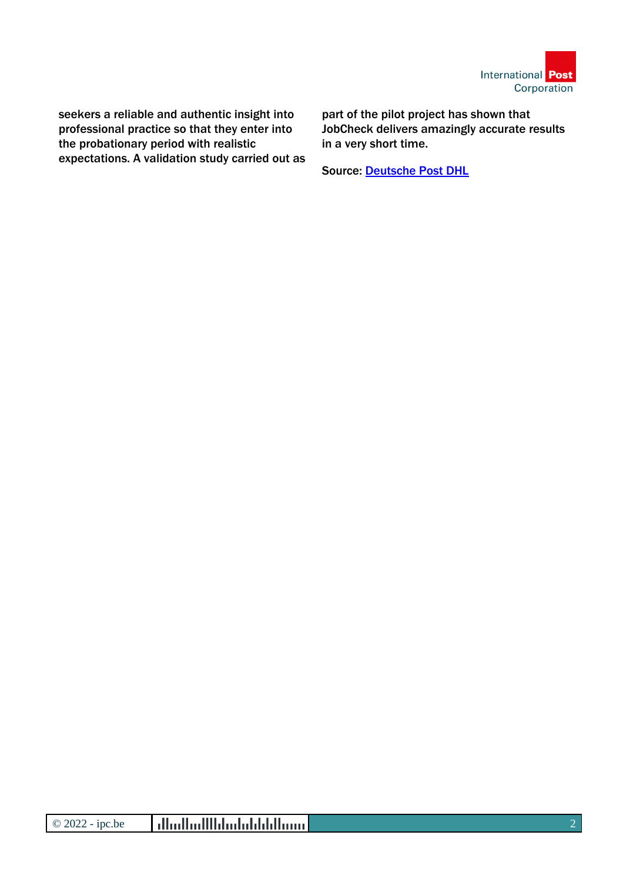seekers a reliable and authentic insight into professional practice so that they enter into the probationary period with realistic expectations. A validation study carried out as part of the pilot project has shown that JobCheck delivers amazingly accurate results in a very short time.

Source: Deutsche Post DHL